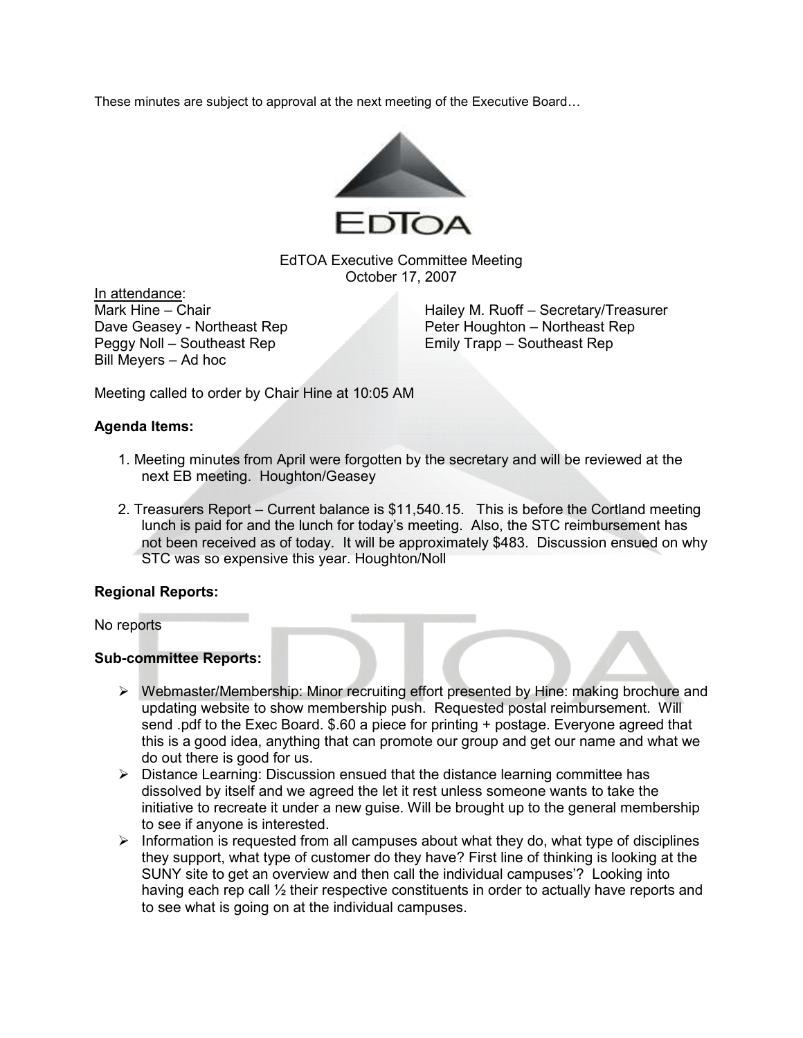These minutes are subject to approval at the next meeting of the Executive Board…

EDTOA

EdTOA Executive Committee Meeting
October 17, 2007

In attendance:

Mark Hine – Chair
Hailey M. Ruoff – Secretary/Treasurer
Dave Geasey - Northeast Rep
Peter Houghton – Northeast Rep
Peggy Noll – Southeast Rep
Emily Trapp – Southeast Rep
Bill Meyers – Ad hoc

Meeting called to order by Chair Hine at 10:05 AM

**Agenda Items:**

1. Meeting minutes from April were forgotten by the secretary and will be reviewed at the next EB meeting. Houghton/Geasey

2. Treasurers Report – Current balance is $11,540.15. This is before the Cortland meeting lunch is paid for and the lunch for today's meeting. Also, the STC reimbursement has not been received as of today. It will be approximately $483. Discussion ensued on why STC was so expensive this year. Houghton/Noll

**Regional Reports:**

No reports

**Sub-committee Reports:**

- Webmaster/Membership: Minor recruiting effort presented by Hine: making brochure and updating website to show membership push. Requested postal reimbursement. Will send .pdf to the Exec Board. $.60 a piece for printing + postage. Everyone agreed that this is a good idea, anything that can promote our group and get our name and what we do out there is good for us.
- Distance Learning: Discussion ensued that the distance learning committee has dissolved by itself and we agreed the let it rest unless someone wants to take the initiative to recreate it under a new guise. Will be brought up to the general membership to see if anyone is interested.
- Information is requested from all campuses about what they do, what type of disciplines they support, what type of customer do they have? First line of thinking is looking at the SUNY site to get an overview and then call the individual campuses'? Looking into having each rep call ½ their respective constituents in order to actually have reports and to see what is going on at the individual campuses.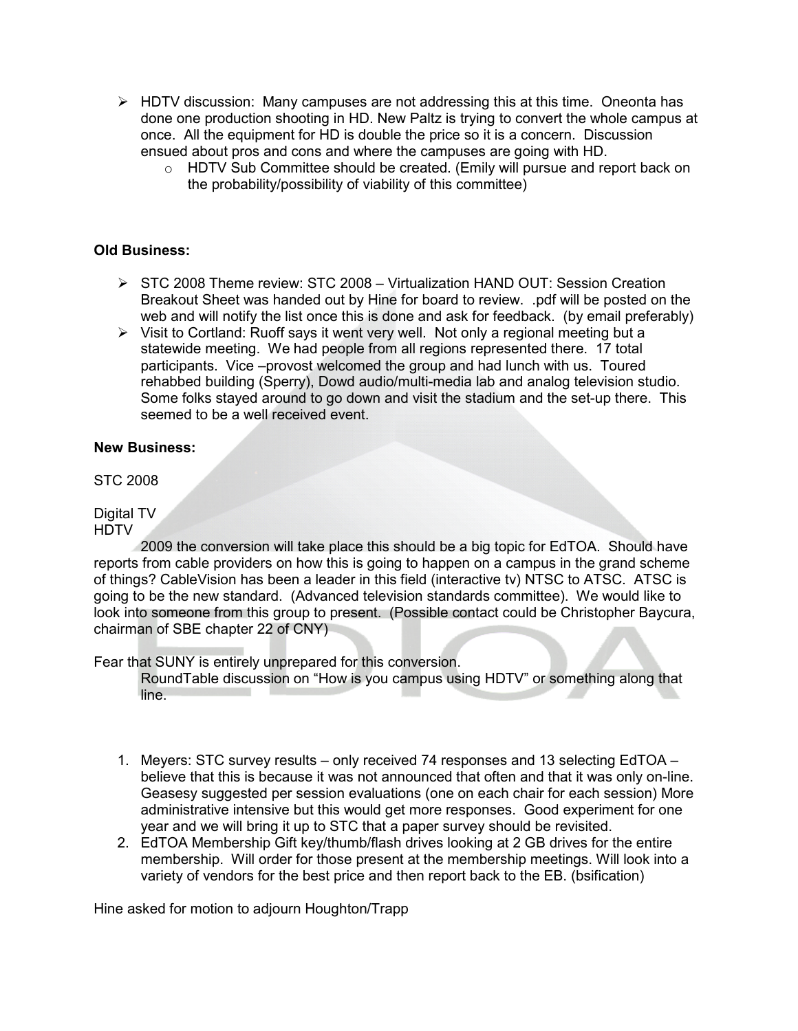- HDTV discussion: Many campuses are not addressing this at this time. Oneonta has done one production shooting in HD. New Paltz is trying to convert the whole campus at once. All the equipment for HD is double the price so it is a concern. Discussion ensued about pros and cons and where the campuses are going with HD.
  - HDTV Sub Committee should be created. (Emily will pursue and report back on the probability/possibility of viability of this committee)

**Old Business:**

- STC 2008 Theme review: STC 2008 – Virtualization HAND OUT: Session Creation Breakout Sheet was handed out by Hine for board to review. .pdf will be posted on the web and will notify the list once this is done and ask for feedback. (by email preferably)
- Visit to Cortland: Ruoff says it went very well. Not only a regional meeting but a statewide meeting. We had people from all regions represented there. 17 total participants. Vice –provost welcomed the group and had lunch with us. Toured rehabbed building (Sperry), Dowd audio/multi-media lab and analog television studio. Some folks stayed around to go down and visit the stadium and the set-up there. This seemed to be a well received event.

**New Business:**

STC 2008

Digital TV
HDTV

2009 the conversion will take place this should be a big topic for EdTOA. Should have reports from cable providers on how this is going to happen on a campus in the grand scheme of things? CableVision has been a leader in this field (interactive tv) NTSC to ATSC. ATSC is going to be the new standard. (Advanced television standards committee). We would like to look into someone from this group to present. (Possible contact could be Christopher Baycura, chairman of SBE chapter 22 of CNY)

Fear that SUNY is entirely unprepared for this conversion.

RoundTable discussion on “How is you campus using HDTV” or something along that line.

1. Meyers: STC survey results – only received 74 responses and 13 selecting EdTOA – believe that this is because it was not announced that often and that it was only on-line. Geasesy suggested per session evaluations (one on each chair for each session) More administrative intensive but this would get more responses. Good experiment for one year and we will bring it up to STC that a paper survey should be revisited.
2. EdTOA Membership Gift key/thumb/flash drives looking at 2 GB drives for the entire membership. Will order for those present at the membership meetings. Will look into a variety of vendors for the best price and then report back to the EB. (bsification)

Hine asked for motion to adjourn Houghton/Trapp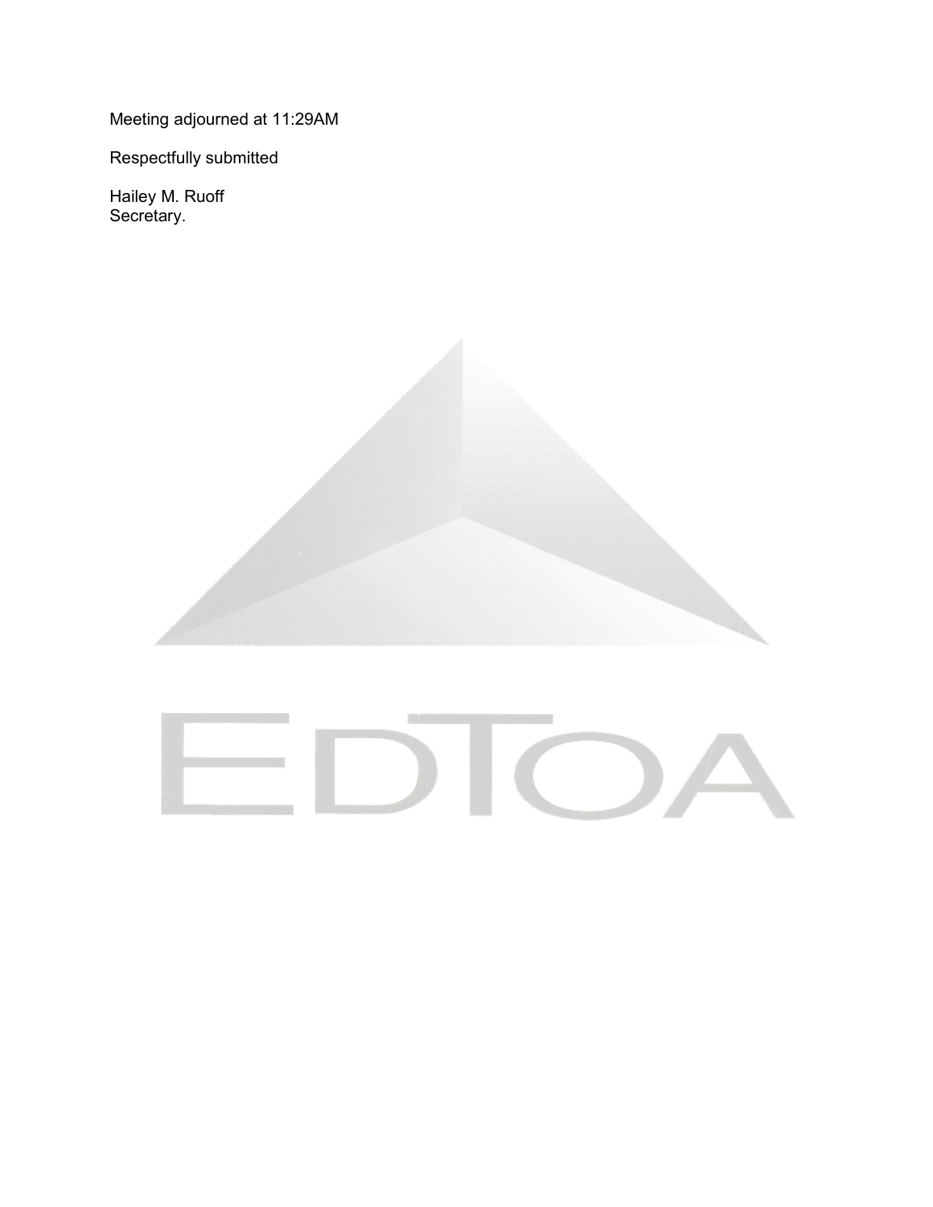Meeting adjourned at 11:29AM

Respectfully submitted

Hailey M. Ruoff
Secretary.